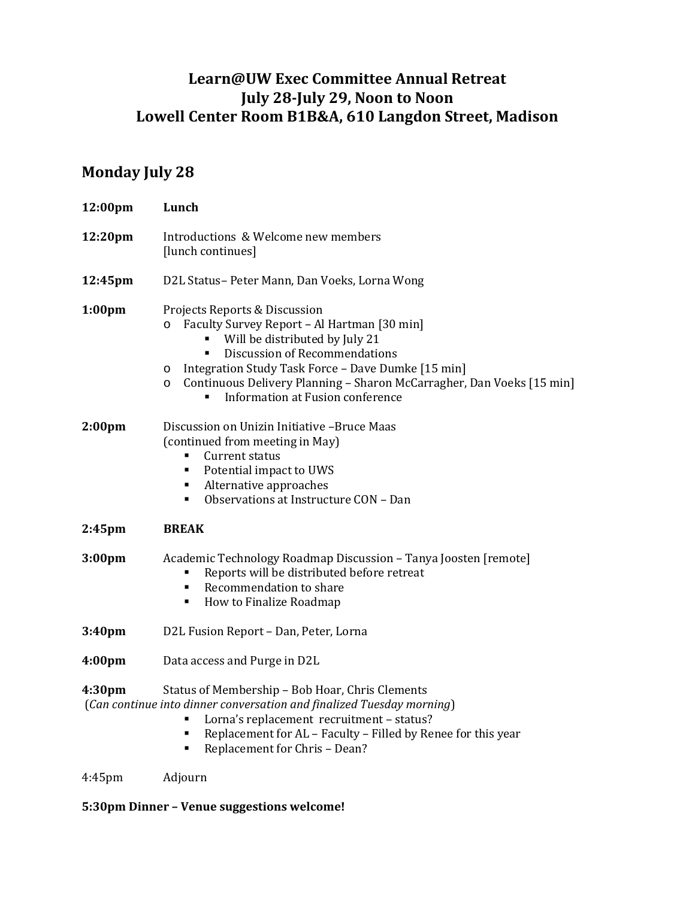# Learn@UW Exec Committee Annual Retreat
# July 28-July 29, Noon to Noon
# Lowell Center Room B1B&A, 610 Langdon Street, Madison

## Monday July 28

**12:00pm** **Lunch**

**12:20pm** Introductions & Welcome new members
[lunch continues]

**12:45pm** D2L Status– Peter Mann, Dan Voeks, Lorna Wong

**1:00pm** Projects Reports & Discussion

- Faculty Survey Report – Al Hartman [30 min]
  - Will be distributed by July 21
  - Discussion of Recommendations
- Integration Study Task Force – Dave Dumke [15 min]
- Continuous Delivery Planning – Sharon McCarragher, Dan Voeks [15 min]
  - Information at Fusion conference

**2:00pm** Discussion on Unizin Initiative –Bruce Maas
(continued from meeting in May)

- Current status
- Potential impact to UWS
- Alternative approaches
- Observations at Instructure CON – Dan

**2:45pm** **BREAK**

**3:00pm** Academic Technology Roadmap Discussion – Tanya Joosten [remote]

- Reports will be distributed before retreat
- Recommendation to share
- How to Finalize Roadmap

**3:40pm** D2L Fusion Report – Dan, Peter, Lorna

**4:00pm** Data access and Purge in D2L

**4:30pm** Status of Membership – Bob Hoar, Chris Clements
(*Can continue into dinner conversation and finalized Tuesday morning*)

- Lorna's replacement recruitment – status?
- Replacement for AL – Faculty – Filled by Renee for this year
- Replacement for Chris – Dean?

4:45pm Adjourn

**5:30pm Dinner – Venue suggestions welcome!**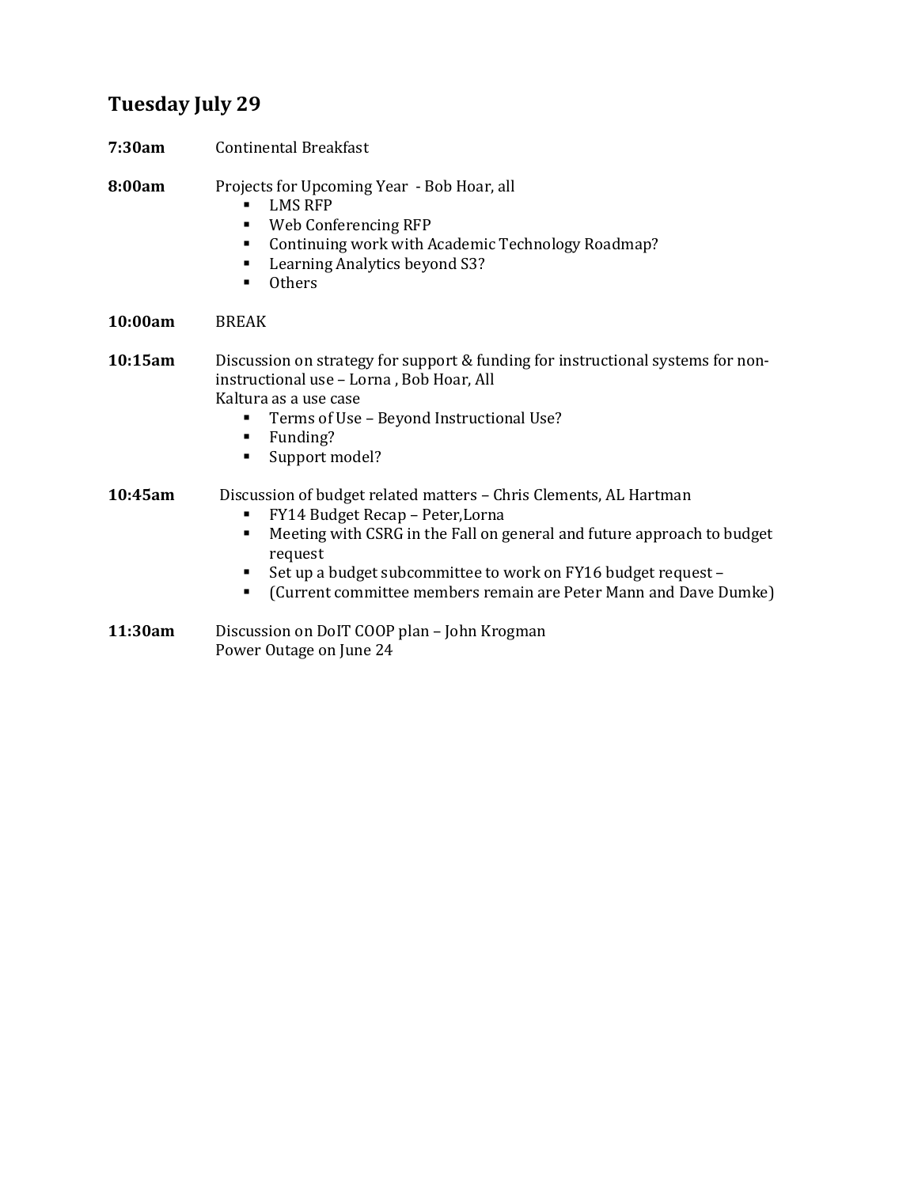## Tuesday July 29

**7:30am** Continental Breakfast

**8:00am** Projects for Upcoming Year - Bob Hoar, all

- LMS RFP
- Web Conferencing RFP
- Continuing work with Academic Technology Roadmap?
- Learning Analytics beyond S3?
- Others

**10:00am** BREAK

**10:15am** Discussion on strategy for support & funding for instructional systems for non-instructional use – Lorna , Bob Hoar, All
Kaltura as a use case

- Terms of Use – Beyond Instructional Use?
- Funding?
- Support model?

**10:45am** Discussion of budget related matters – Chris Clements, AL Hartman

- FY14 Budget Recap – Peter,Lorna
- Meeting with CSRG in the Fall on general and future approach to budget request
- Set up a budget subcommittee to work on FY16 budget request –
- (Current committee members remain are Peter Mann and Dave Dumke)

**11:30am** Discussion on DoIT COOP plan – John Krogman
Power Outage on June 24